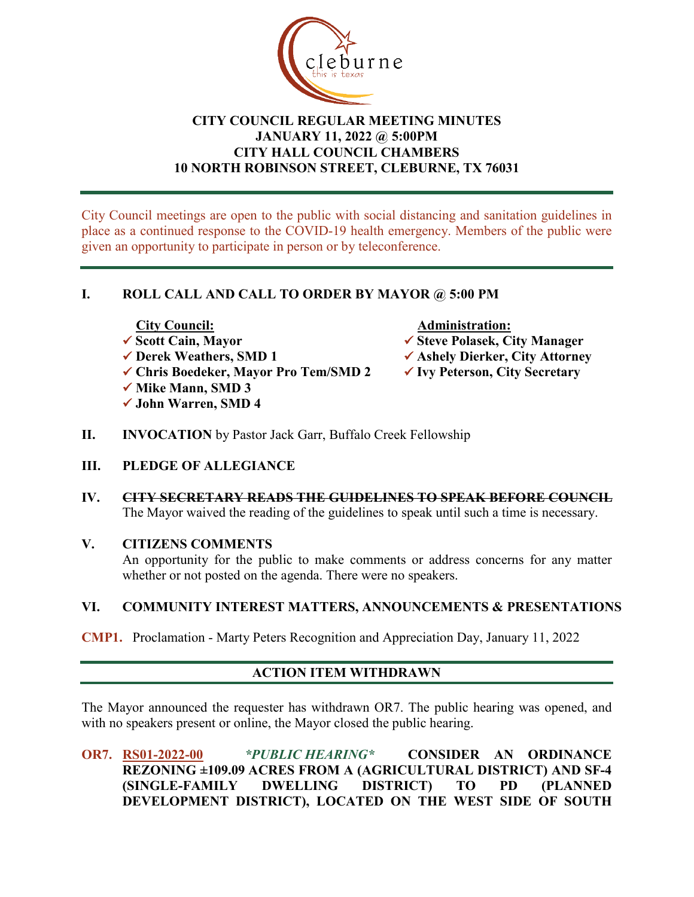# CITY COUNCIL REGULAR MEETING MINUTES
## JANUARY 11, 2022 @ 5:00PM
## CITY HALL COUNCIL CHAMBERS
## 10 NORTH ROBINSON STREET, CLEBURNE, TX 76031

City Council meetings are open to the public with social distancing and sanitation guidelines in place as a continued response to the COVID-19 health emergency. Members of the public were given an opportunity to participate in person or by teleconference.

## I. ROLL CALL AND CALL TO ORDER BY MAYOR @ 5:00 PM

**City Council:**
- ✓ **Scott Cain, Mayor**
- ✓ **Derek Weathers, SMD 1**
- ✓ **Chris Boedeker, Mayor Pro Tem/SMD 2**
- ✓ **Mike Mann, SMD 3**
- ✓ **John Warren, SMD 4**

**Administration:**
- ✓ **Steve Polasek, City Manager**
- ✓ **Ashely Dierker, City Attorney**
- ✓ **Ivy Peterson, City Secretary**

## II. INVOCATION by Pastor Jack Garr, Buffalo Creek Fellowship

## III. PLEDGE OF ALLEGIANCE

## IV. ~~CITY SECRETARY READS THE GUIDELINES TO SPEAK BEFORE COUNCIL~~

The Mayor waived the reading of the guidelines to speak until such a time is necessary.

## V. CITIZENS COMMENTS

An opportunity for the public to make comments or address concerns for any matter whether or not posted on the agenda. There were no speakers.

## VI. COMMUNITY INTEREST MATTERS, ANNOUNCEMENTS & PRESENTATIONS

**CMP1.** Proclamation - Marty Peters Recognition and Appreciation Day, January 11, 2022

## ACTION ITEM WITHDRAWN

The Mayor announced the requester has withdrawn OR7. The public hearing was opened, and with no speakers present or online, the Mayor closed the public hearing.

**OR7.** RS01-2022-00 ***\*PUBLIC HEARING\**** **CONSIDER AN ORDINANCE REZONING ±109.09 ACRES FROM A (AGRICULTURAL DISTRICT) AND SF-4 (SINGLE-FAMILY DWELLING DISTRICT) TO PD (PLANNED DEVELOPMENT DISTRICT), LOCATED ON THE WEST SIDE OF SOUTH**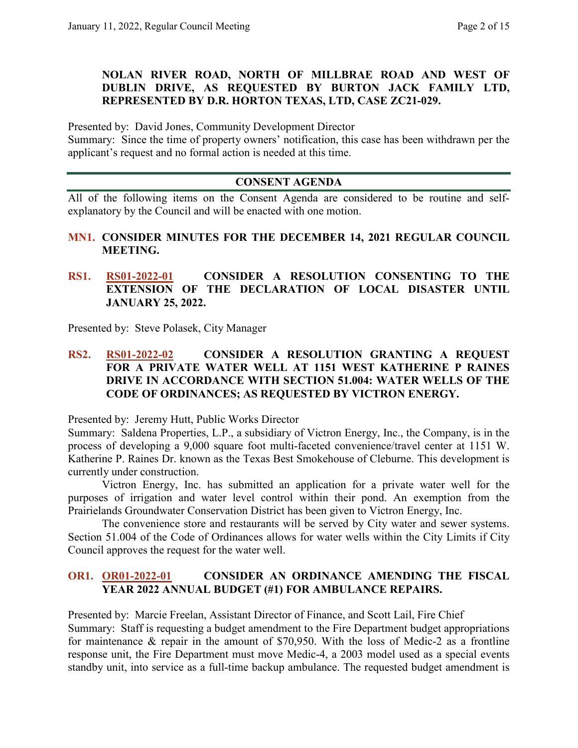**NOLAN RIVER ROAD, NORTH OF MILLBRAE ROAD AND WEST OF DUBLIN DRIVE, AS REQUESTED BY BURTON JACK FAMILY LTD, REPRESENTED BY D.R. HORTON TEXAS, LTD, CASE ZC21-029.**

Presented by: David Jones, Community Development Director
Summary: Since the time of property owners' notification, this case has been withdrawn per the applicant's request and no formal action is needed at this time.

## CONSENT AGENDA

All of the following items on the Consent Agenda are considered to be routine and self-explanatory by the Council and will be enacted with one motion.

**MN1. CONSIDER MINUTES FOR THE DECEMBER 14, 2021 REGULAR COUNCIL MEETING.**

**RS1. RS01-2022-01 CONSIDER A RESOLUTION CONSENTING TO THE EXTENSION OF THE DECLARATION OF LOCAL DISASTER UNTIL JANUARY 25, 2022.**

Presented by: Steve Polasek, City Manager

**RS2. RS01-2022-02 CONSIDER A RESOLUTION GRANTING A REQUEST FOR A PRIVATE WATER WELL AT 1151 WEST KATHERINE P RAINES DRIVE IN ACCORDANCE WITH SECTION 51.004: WATER WELLS OF THE CODE OF ORDINANCES; AS REQUESTED BY VICTRON ENERGY.**

Presented by: Jeremy Hutt, Public Works Director
Summary: Saldena Properties, L.P., a subsidiary of Victron Energy, Inc., the Company, is in the process of developing a 9,000 square foot multi-faceted convenience/travel center at 1151 W. Katherine P. Raines Dr. known as the Texas Best Smokehouse of Cleburne. This development is currently under construction.

Victron Energy, Inc. has submitted an application for a private water well for the purposes of irrigation and water level control within their pond. An exemption from the Prairielands Groundwater Conservation District has been given to Victron Energy, Inc.

The convenience store and restaurants will be served by City water and sewer systems. Section 51.004 of the Code of Ordinances allows for water wells within the City Limits if City Council approves the request for the water well.

**OR1. OR01-2022-01 CONSIDER AN ORDINANCE AMENDING THE FISCAL YEAR 2022 ANNUAL BUDGET (#1) FOR AMBULANCE REPAIRS.**

Presented by: Marcie Freelan, Assistant Director of Finance, and Scott Lail, Fire Chief
Summary: Staff is requesting a budget amendment to the Fire Department budget appropriations for maintenance & repair in the amount of $70,950. With the loss of Medic-2 as a frontline response unit, the Fire Department must move Medic-4, a 2003 model used as a special events standby unit, into service as a full-time backup ambulance. The requested budget amendment is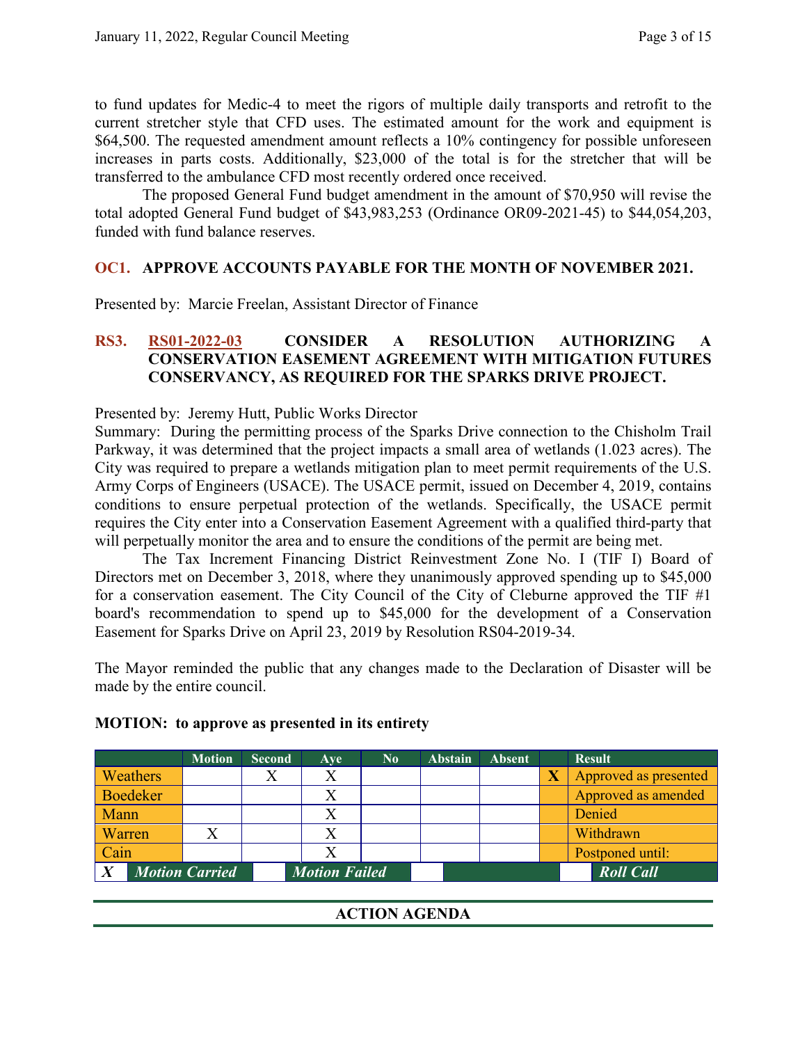to fund updates for Medic-4 to meet the rigors of multiple daily transports and retrofit to the current stretcher style that CFD uses. The estimated amount for the work and equipment is $64,500. The requested amendment amount reflects a 10% contingency for possible unforeseen increases in parts costs. Additionally, $23,000 of the total is for the stretcher that will be transferred to the ambulance CFD most recently ordered once received.

The proposed General Fund budget amendment in the amount of $70,950 will revise the total adopted General Fund budget of $43,983,253 (Ordinance OR09-2021-45) to $44,054,203, funded with fund balance reserves.

**OC1. APPROVE ACCOUNTS PAYABLE FOR THE MONTH OF NOVEMBER 2021.**

Presented by: Marcie Freelan, Assistant Director of Finance

**RS3. RS01-2022-03 CONSIDER A RESOLUTION AUTHORIZING A CONSERVATION EASEMENT AGREEMENT WITH MITIGATION FUTURES CONSERVANCY, AS REQUIRED FOR THE SPARKS DRIVE PROJECT.**

Presented by: Jeremy Hutt, Public Works Director
Summary: During the permitting process of the Sparks Drive connection to the Chisholm Trail Parkway, it was determined that the project impacts a small area of wetlands (1.023 acres). The City was required to prepare a wetlands mitigation plan to meet permit requirements of the U.S. Army Corps of Engineers (USACE). The USACE permit, issued on December 4, 2019, contains conditions to ensure perpetual protection of the wetlands. Specifically, the USACE permit requires the City enter into a Conservation Easement Agreement with a qualified third-party that will perpetually monitor the area and to ensure the conditions of the permit are being met.

The Tax Increment Financing District Reinvestment Zone No. I (TIF I) Board of Directors met on December 3, 2018, where they unanimously approved spending up to $45,000 for a conservation easement. The City Council of the City of Cleburne approved the TIF #1 board's recommendation to spend up to $45,000 for the development of a Conservation Easement for Sparks Drive on April 23, 2019 by Resolution RS04-2019-34.

The Mayor reminded the public that any changes made to the Declaration of Disaster will be made by the entire council.

**MOTION: to approve as presented in its entirety**

| | Motion | Second | Aye | No | Abstain | Absent | | Result |
|---|---|---|---|---|---|---|---|---|
| Weathers | | X | X | | | | X | Approved as presented |
| Boedeker | | | X | | | | | Approved as amended |
| Mann | | | X | | | | | Denied |
| Warren | X | | X | | | | | Withdrawn |
| Cain | | | X | | | | | Postponed until: |
| X | Motion Carried | | Motion Failed | | | | | Roll Call |

**ACTION AGENDA**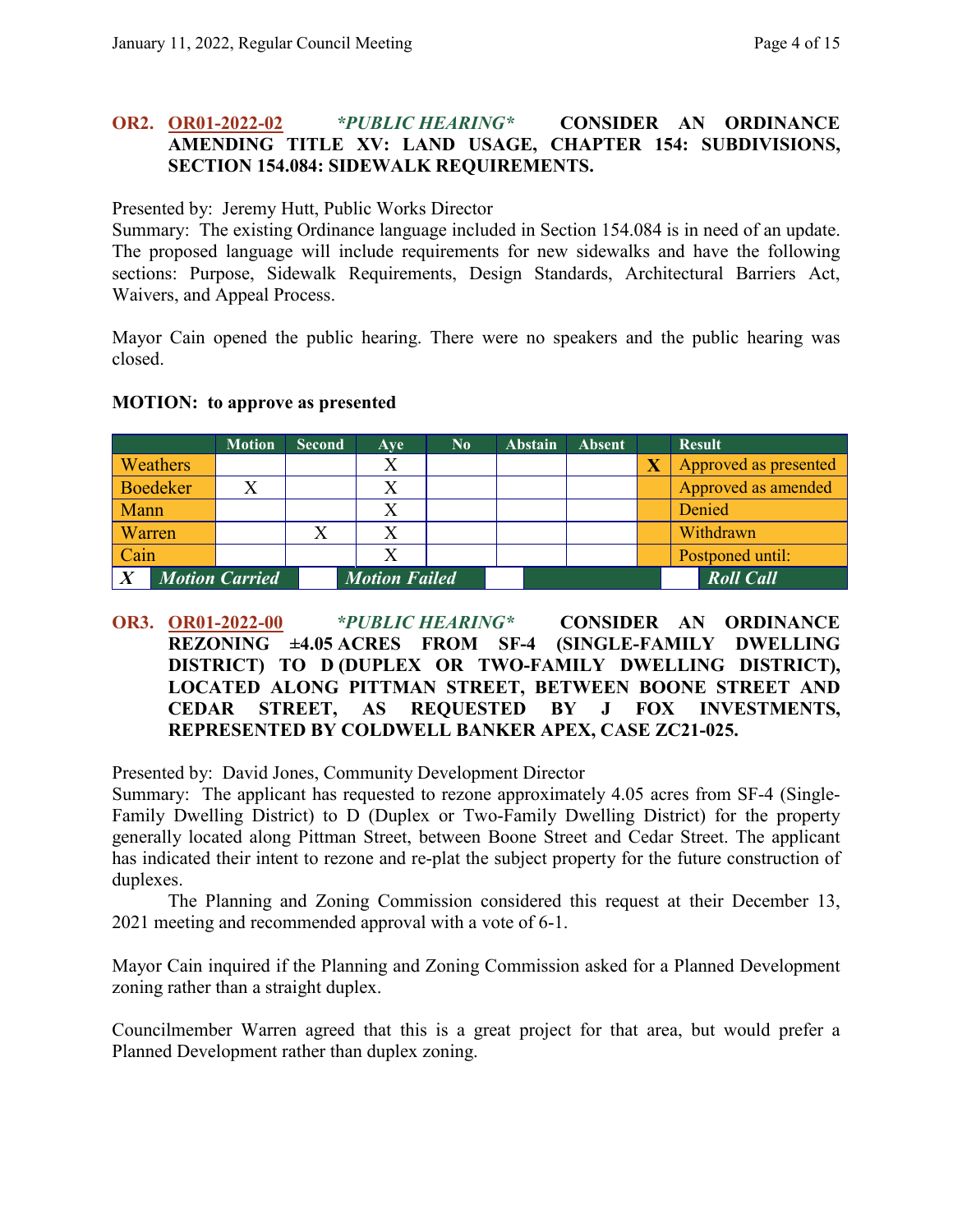**OR2. OR01-2022-02** ***PUBLIC HEARING*** **CONSIDER AN ORDINANCE AMENDING TITLE XV: LAND USAGE, CHAPTER 154: SUBDIVISIONS, SECTION 154.084: SIDEWALK REQUIREMENTS.**

Presented by: Jeremy Hutt, Public Works Director

Summary: The existing Ordinance language included in Section 154.084 is in need of an update. The proposed language will include requirements for new sidewalks and have the following sections: Purpose, Sidewalk Requirements, Design Standards, Architectural Barriers Act, Waivers, and Appeal Process.

Mayor Cain opened the public hearing. There were no speakers and the public hearing was closed.

**MOTION: to approve as presented**

| | Motion | Second | Aye | No | Abstain | Absent | | Result |
|---|---|---|---|---|---|---|---|---|
| Weathers | | | X | | | | X | Approved as presented |
| Boedeker | X | | X | | | | | Approved as amended |
| Mann | | | X | | | | | Denied |
| Warren | | X | X | | | | | Withdrawn |
| Cain | | | X | | | | | Postponed until: |
| X | *Motion Carried* | | *Motion Failed* | | | | | *Roll Call* |

**OR3. OR01-2022-00** ***PUBLIC HEARING*** **CONSIDER AN ORDINANCE REZONING ±4.05 ACRES FROM SF-4 (SINGLE-FAMILY DWELLING DISTRICT) TO D (DUPLEX OR TWO-FAMILY DWELLING DISTRICT), LOCATED ALONG PITTMAN STREET, BETWEEN BOONE STREET AND CEDAR STREET, AS REQUESTED BY J FOX INVESTMENTS, REPRESENTED BY COLDWELL BANKER APEX, CASE ZC21-025.**

Presented by: David Jones, Community Development Director

Summary: The applicant has requested to rezone approximately 4.05 acres from SF-4 (Single-Family Dwelling District) to D (Duplex or Two-Family Dwelling District) for the property generally located along Pittman Street, between Boone Street and Cedar Street. The applicant has indicated their intent to rezone and re-plat the subject property for the future construction of duplexes.

The Planning and Zoning Commission considered this request at their December 13, 2021 meeting and recommended approval with a vote of 6-1.

Mayor Cain inquired if the Planning and Zoning Commission asked for a Planned Development zoning rather than a straight duplex.

Councilmember Warren agreed that this is a great project for that area, but would prefer a Planned Development rather than duplex zoning.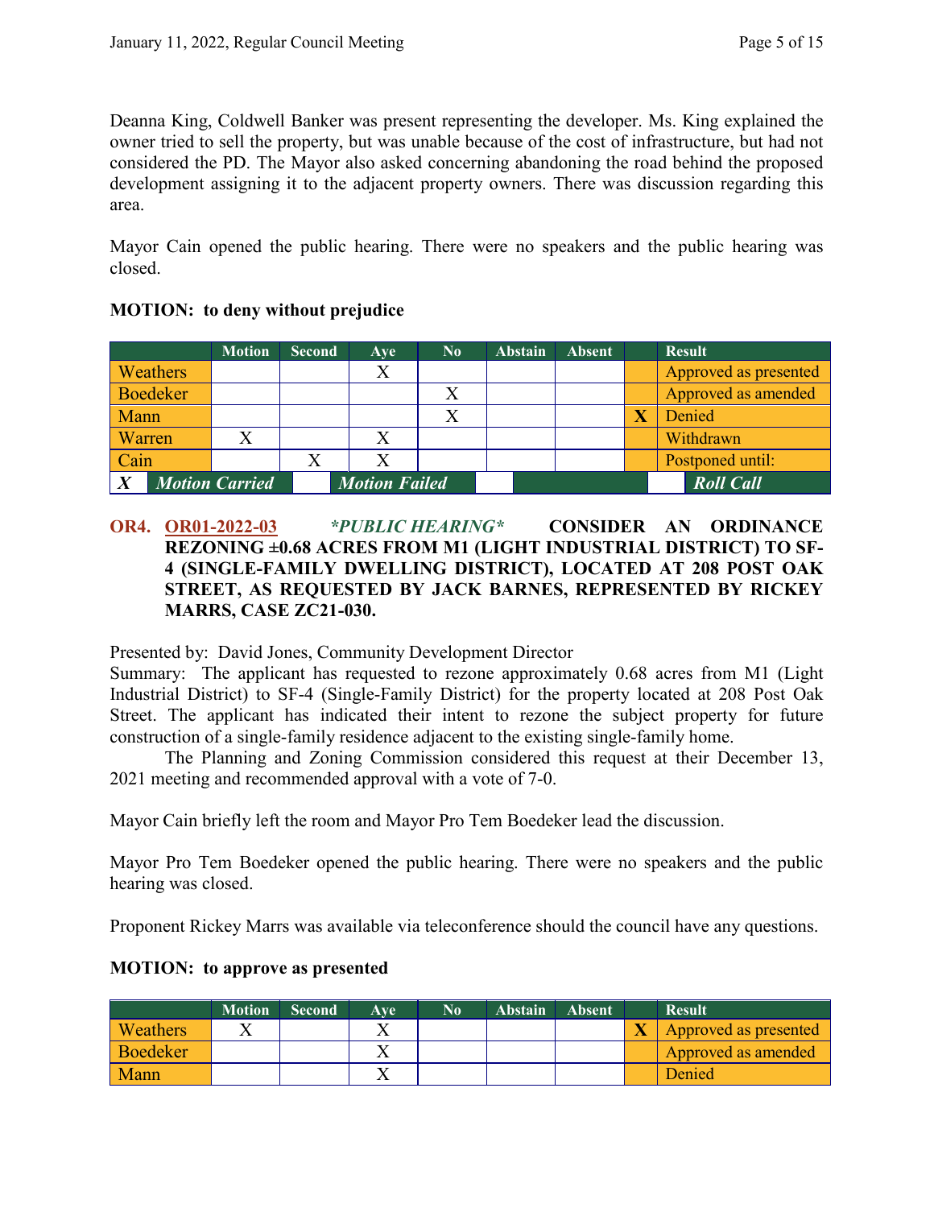Deanna King, Coldwell Banker was present representing the developer. Ms. King explained the owner tried to sell the property, but was unable because of the cost of infrastructure, but had not considered the PD. The Mayor also asked concerning abandoning the road behind the proposed development assigning it to the adjacent property owners. There was discussion regarding this area.

Mayor Cain opened the public hearing. There were no speakers and the public hearing was closed.

**MOTION: to deny without prejudice**

| | Motion | Second | Aye | No | Abstain | Absent | | Result |
|---|---|---|---|---|---|---|---|---|
| Weathers | | | X | | | | | Approved as presented |
| Boedeker | | | | X | | | | Approved as amended |
| Mann | | | | X | | | X | Denied |
| Warren | X | | X | | | | | Withdrawn |
| Cain | | X | X | | | | | Postponed until: |
| ***X*** | ***Motion Carried*** | | ***Motion Failed*** | | | | | ***Roll Call*** |

**OR4. OR01-2022-03** ***\*PUBLIC HEARING\**** **CONSIDER AN ORDINANCE REZONING ±0.68 ACRES FROM M1 (LIGHT INDUSTRIAL DISTRICT) TO SF-4 (SINGLE-FAMILY DWELLING DISTRICT), LOCATED AT 208 POST OAK STREET, AS REQUESTED BY JACK BARNES, REPRESENTED BY RICKEY MARRS, CASE ZC21-030.**

Presented by: David Jones, Community Development Director
Summary: The applicant has requested to rezone approximately 0.68 acres from M1 (Light Industrial District) to SF-4 (Single-Family District) for the property located at 208 Post Oak Street. The applicant has indicated their intent to rezone the subject property for future construction of a single-family residence adjacent to the existing single-family home.
The Planning and Zoning Commission considered this request at their December 13, 2021 meeting and recommended approval with a vote of 7-0.

Mayor Cain briefly left the room and Mayor Pro Tem Boedeker lead the discussion.

Mayor Pro Tem Boedeker opened the public hearing. There were no speakers and the public hearing was closed.

Proponent Rickey Marrs was available via teleconference should the council have any questions.

**MOTION: to approve as presented**

| | Motion | Second | Aye | No | Abstain | Absent | | Result |
|---|---|---|---|---|---|---|---|---|
| Weathers | X | | X | | | | X | Approved as presented |
| Boedeker | | | X | | | | | Approved as amended |
| Mann | | | X | | | | | Denied |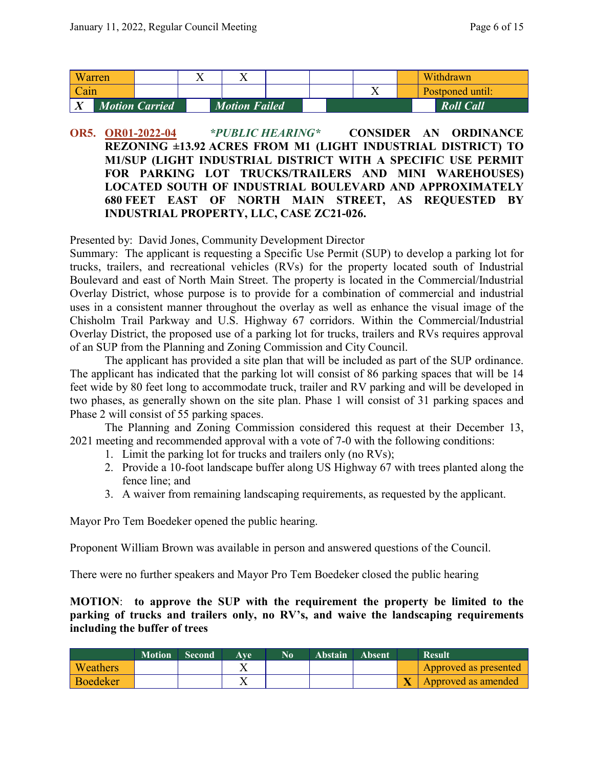| Warren | | X | X | | | | | Withdrawn |
|---|---|---|---|---|---|---|---|---|
| Cain | | | | | | X | | Postponed until: |
| X | Motion Carried | | Motion Failed | | | | | Roll Call |

**OR5. OR01-2022-04** ***\*PUBLIC HEARING\**** **CONSIDER AN ORDINANCE REZONING ±13.92 ACRES FROM M1 (LIGHT INDUSTRIAL DISTRICT) TO M1/SUP (LIGHT INDUSTRIAL DISTRICT WITH A SPECIFIC USE PERMIT FOR PARKING LOT TRUCKS/TRAILERS AND MINI WAREHOUSES) LOCATED SOUTH OF INDUSTRIAL BOULEVARD AND APPROXIMATELY 680 FEET EAST OF NORTH MAIN STREET, AS REQUESTED BY INDUSTRIAL PROPERTY, LLC, CASE ZC21-026.**

Presented by: David Jones, Community Development Director

Summary: The applicant is requesting a Specific Use Permit (SUP) to develop a parking lot for trucks, trailers, and recreational vehicles (RVs) for the property located south of Industrial Boulevard and east of North Main Street. The property is located in the Commercial/Industrial Overlay District, whose purpose is to provide for a combination of commercial and industrial uses in a consistent manner throughout the overlay as well as enhance the visual image of the Chisholm Trail Parkway and U.S. Highway 67 corridors. Within the Commercial/Industrial Overlay District, the proposed use of a parking lot for trucks, trailers and RVs requires approval of an SUP from the Planning and Zoning Commission and City Council.

The applicant has provided a site plan that will be included as part of the SUP ordinance. The applicant has indicated that the parking lot will consist of 86 parking spaces that will be 14 feet wide by 80 feet long to accommodate truck, trailer and RV parking and will be developed in two phases, as generally shown on the site plan. Phase 1 will consist of 31 parking spaces and Phase 2 will consist of 55 parking spaces.

The Planning and Zoning Commission considered this request at their December 13, 2021 meeting and recommended approval with a vote of 7-0 with the following conditions:

1. Limit the parking lot for trucks and trailers only (no RVs);
2. Provide a 10-foot landscape buffer along US Highway 67 with trees planted along the fence line; and
3. A waiver from remaining landscaping requirements, as requested by the applicant.

Mayor Pro Tem Boedeker opened the public hearing.

Proponent William Brown was available in person and answered questions of the Council.

There were no further speakers and Mayor Pro Tem Boedeker closed the public hearing

**MOTION**: **to approve the SUP with the requirement the property be limited to the parking of trucks and trailers only, no RV's, and waive the landscaping requirements including the buffer of trees**

| | Motion | Second | Aye | No | Abstain | Absent | | Result |
|---|---|---|---|---|---|---|---|---|
| Weathers | | | X | | | | | Approved as presented |
| Boedeker | | | X | | | | X | Approved as amended |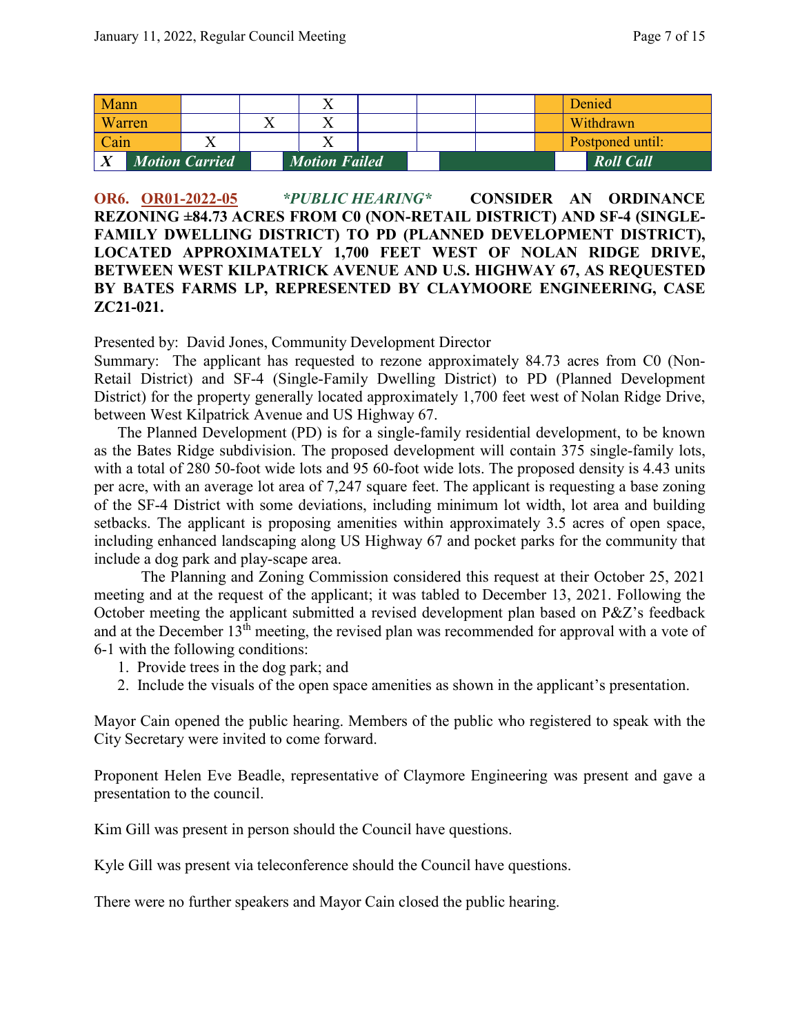| Mann | | | X | | | | | Denied |
|---|---|---|---|---|---|---|---|---|
| Warren | | X | X | | | | | Withdrawn |
| Cain | X | | X | | | | | Postponed until: |
| X | Motion Carried | | Motion Failed | | | | | Roll Call |

**OR6. OR01-2022-05** ***\*PUBLIC HEARING\**** **CONSIDER AN ORDINANCE REZONING ±84.73 ACRES FROM C0 (NON-RETAIL DISTRICT) AND SF-4 (SINGLE-FAMILY DWELLING DISTRICT) TO PD (PLANNED DEVELOPMENT DISTRICT), LOCATED APPROXIMATELY 1,700 FEET WEST OF NOLAN RIDGE DRIVE, BETWEEN WEST KILPATRICK AVENUE AND U.S. HIGHWAY 67, AS REQUESTED BY BATES FARMS LP, REPRESENTED BY CLAYMOORE ENGINEERING, CASE ZC21-021.**

Presented by: David Jones, Community Development Director

Summary: The applicant has requested to rezone approximately 84.73 acres from C0 (Non-Retail District) and SF-4 (Single-Family Dwelling District) to PD (Planned Development District) for the property generally located approximately 1,700 feet west of Nolan Ridge Drive, between West Kilpatrick Avenue and US Highway 67.

The Planned Development (PD) is for a single-family residential development, to be known as the Bates Ridge subdivision. The proposed development will contain 375 single-family lots, with a total of 280 50-foot wide lots and 95 60-foot wide lots. The proposed density is 4.43 units per acre, with an average lot area of 7,247 square feet. The applicant is requesting a base zoning of the SF-4 District with some deviations, including minimum lot width, lot area and building setbacks. The applicant is proposing amenities within approximately 3.5 acres of open space, including enhanced landscaping along US Highway 67 and pocket parks for the community that include a dog park and play-scape area.

The Planning and Zoning Commission considered this request at their October 25, 2021 meeting and at the request of the applicant; it was tabled to December 13, 2021. Following the October meeting the applicant submitted a revised development plan based on P&Z's feedback and at the December 13th meeting, the revised plan was recommended for approval with a vote of 6-1 with the following conditions:

1. Provide trees in the dog park; and
2. Include the visuals of the open space amenities as shown in the applicant's presentation.

Mayor Cain opened the public hearing. Members of the public who registered to speak with the City Secretary were invited to come forward.

Proponent Helen Eve Beadle, representative of Claymore Engineering was present and gave a presentation to the council.

Kim Gill was present in person should the Council have questions.

Kyle Gill was present via teleconference should the Council have questions.

There were no further speakers and Mayor Cain closed the public hearing.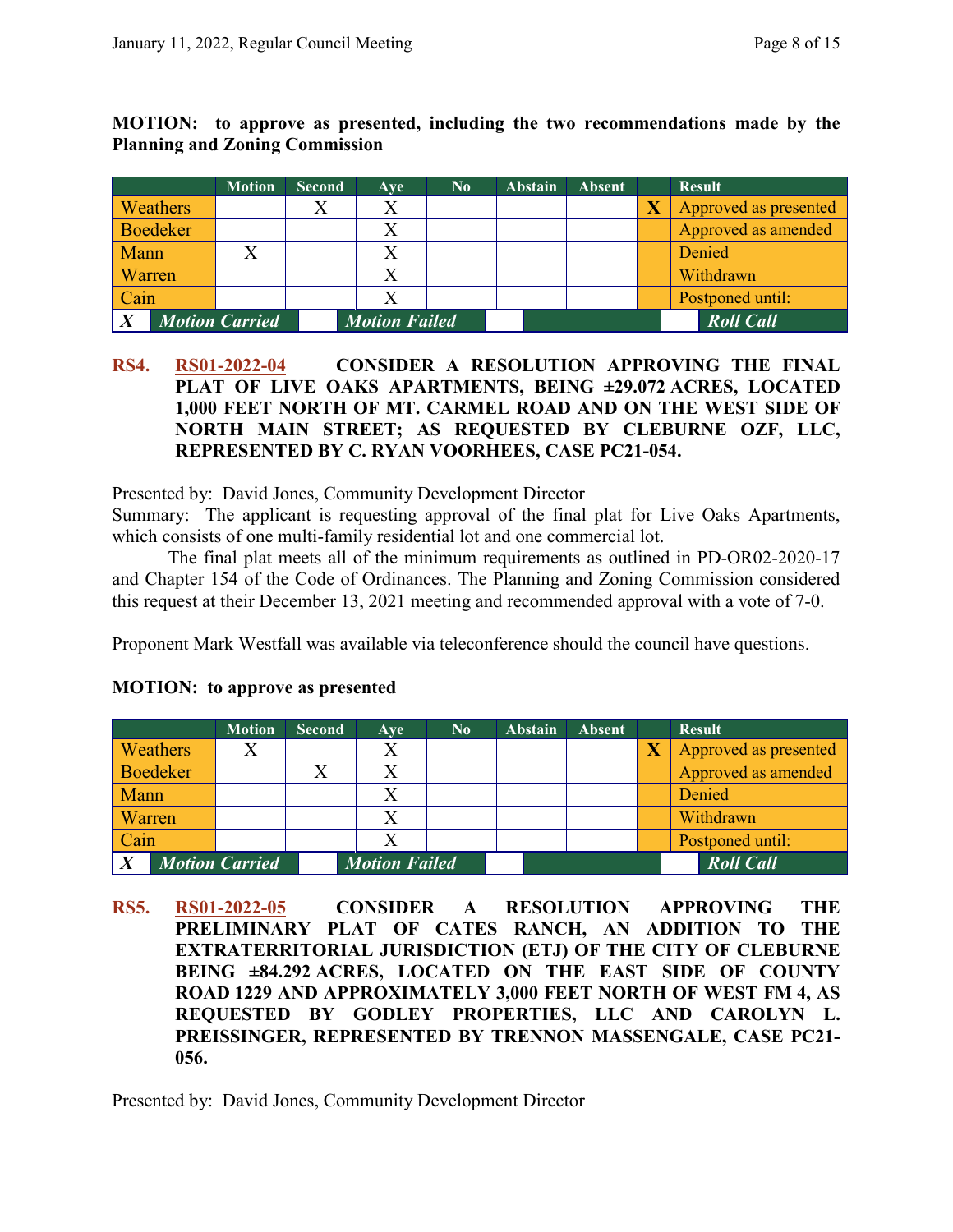**MOTION: to approve as presented, including the two recommendations made by the Planning and Zoning Commission**

| | Motion | Second | Aye | No | Abstain | Absent | | Result |
|---|---|---|---|---|---|---|---|---|
| Weathers | | X | X | | | | X | Approved as presented |
| Boedeker | | | X | | | | | Approved as amended |
| Mann | X | | X | | | | | Denied |
| Warren | | | X | | | | | Withdrawn |
| Cain | | | X | | | | | Postponed until: |
| ***X*** | ***Motion Carried*** | | ***Motion Failed*** | | | | | ***Roll Call*** |

**RS4. RS01-2022-04 CONSIDER A RESOLUTION APPROVING THE FINAL PLAT OF LIVE OAKS APARTMENTS, BEING ±29.072 ACRES, LOCATED 1,000 FEET NORTH OF MT. CARMEL ROAD AND ON THE WEST SIDE OF NORTH MAIN STREET; AS REQUESTED BY CLEBURNE OZF, LLC, REPRESENTED BY C. RYAN VOORHEES, CASE PC21-054.**

Presented by: David Jones, Community Development Director

Summary: The applicant is requesting approval of the final plat for Live Oaks Apartments, which consists of one multi-family residential lot and one commercial lot.

The final plat meets all of the minimum requirements as outlined in PD-OR02-2020-17 and Chapter 154 of the Code of Ordinances. The Planning and Zoning Commission considered this request at their December 13, 2021 meeting and recommended approval with a vote of 7-0.

Proponent Mark Westfall was available via teleconference should the council have questions.

**MOTION: to approve as presented**

| | Motion | Second | Aye | No | Abstain | Absent | | Result |
|---|---|---|---|---|---|---|---|---|
| Weathers | X | | X | | | | X | Approved as presented |
| Boedeker | | X | X | | | | | Approved as amended |
| Mann | | | X | | | | | Denied |
| Warren | | | X | | | | | Withdrawn |
| Cain | | | X | | | | | Postponed until: |
| ***X*** | ***Motion Carried*** | | ***Motion Failed*** | | | | | ***Roll Call*** |

**RS5. RS01-2022-05 CONSIDER A RESOLUTION APPROVING THE PRELIMINARY PLAT OF CATES RANCH, AN ADDITION TO THE EXTRATERRITORIAL JURISDICTION (ETJ) OF THE CITY OF CLEBURNE BEING ±84.292 ACRES, LOCATED ON THE EAST SIDE OF COUNTY ROAD 1229 AND APPROXIMATELY 3,000 FEET NORTH OF WEST FM 4, AS REQUESTED BY GODLEY PROPERTIES, LLC AND CAROLYN L. PREISSINGER, REPRESENTED BY TRENNON MASSENGALE, CASE PC21-056.**

Presented by: David Jones, Community Development Director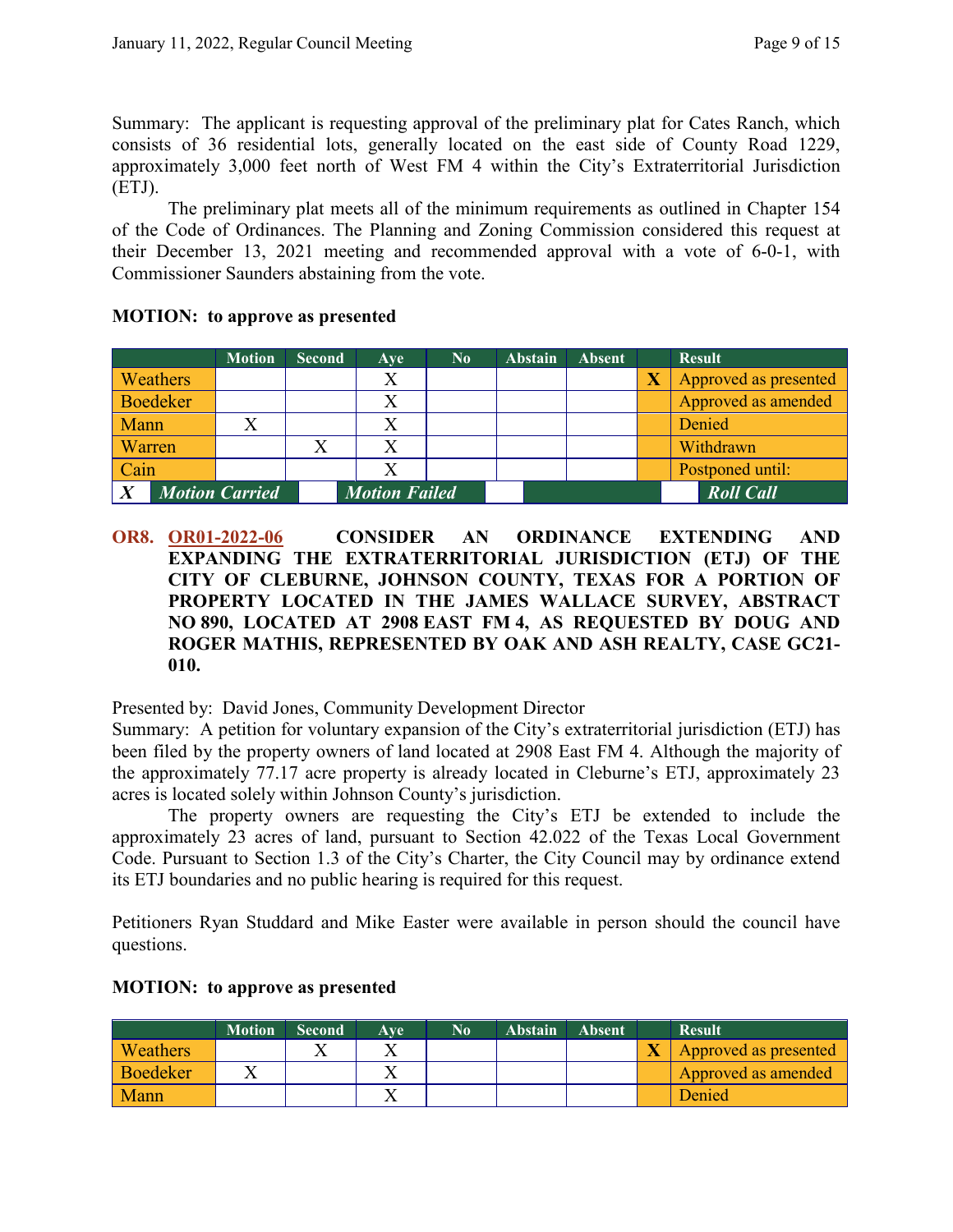Summary: The applicant is requesting approval of the preliminary plat for Cates Ranch, which consists of 36 residential lots, generally located on the east side of County Road 1229, approximately 3,000 feet north of West FM 4 within the City's Extraterritorial Jurisdiction (ETJ).

The preliminary plat meets all of the minimum requirements as outlined in Chapter 154 of the Code of Ordinances. The Planning and Zoning Commission considered this request at their December 13, 2021 meeting and recommended approval with a vote of 6-0-1, with Commissioner Saunders abstaining from the vote.

**MOTION: to approve as presented**

| | Motion | Second | Aye | No | Abstain | Absent | | Result |
|---|---|---|---|---|---|---|---|---|
| Weathers | | | X | | | | X | Approved as presented |
| Boedeker | | | X | | | | | Approved as amended |
| Mann | X | | X | | | | | Denied |
| Warren | | X | X | | | | | Withdrawn |
| Cain | | | X | | | | | Postponed until: |
| X | *Motion Carried* | | *Motion Failed* | | | | | *Roll Call* |

**OR8. OR01-2022-06 CONSIDER AN ORDINANCE EXTENDING AND EXPANDING THE EXTRATERRITORIAL JURISDICTION (ETJ) OF THE CITY OF CLEBURNE, JOHNSON COUNTY, TEXAS FOR A PORTION OF PROPERTY LOCATED IN THE JAMES WALLACE SURVEY, ABSTRACT NO 890, LOCATED AT 2908 EAST FM 4, AS REQUESTED BY DOUG AND ROGER MATHIS, REPRESENTED BY OAK AND ASH REALTY, CASE GC21-010.**

Presented by: David Jones, Community Development Director
Summary: A petition for voluntary expansion of the City's extraterritorial jurisdiction (ETJ) has been filed by the property owners of land located at 2908 East FM 4. Although the majority of the approximately 77.17 acre property is already located in Cleburne's ETJ, approximately 23 acres is located solely within Johnson County's jurisdiction.

The property owners are requesting the City's ETJ be extended to include the approximately 23 acres of land, pursuant to Section 42.022 of the Texas Local Government Code. Pursuant to Section 1.3 of the City's Charter, the City Council may by ordinance extend its ETJ boundaries and no public hearing is required for this request.

Petitioners Ryan Studdard and Mike Easter were available in person should the council have questions.

**MOTION: to approve as presented**

| | Motion | Second | Aye | No | Abstain | Absent | | Result |
|---|---|---|---|---|---|---|---|---|
| Weathers | | X | X | | | | X | Approved as presented |
| Boedeker | X | | X | | | | | Approved as amended |
| Mann | | | X | | | | | Denied |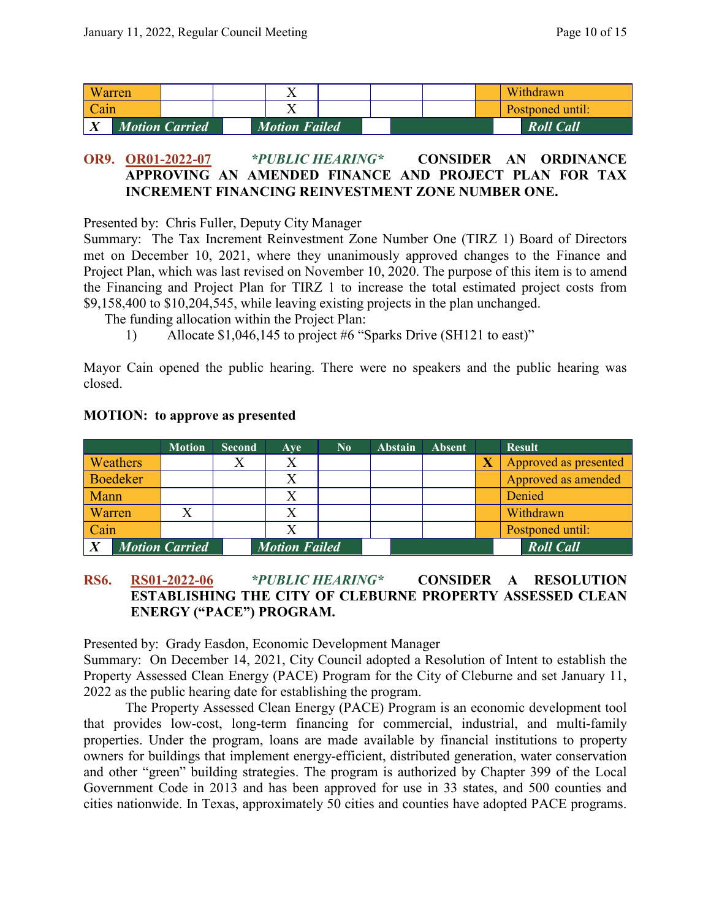| Warren | | | X | | | | | Withdrawn |
|---|---|---|---|---|---|---|---|---|
| Cain | | | X | | | | | Postponed until: |
| X | Motion Carried | | Motion Failed | | | | | Roll Call |

**OR9. OR01-2022-07** ***PUBLIC HEARING*** **CONSIDER AN ORDINANCE APPROVING AN AMENDED FINANCE AND PROJECT PLAN FOR TAX INCREMENT FINANCING REINVESTMENT ZONE NUMBER ONE.**

Presented by: Chris Fuller, Deputy City Manager

Summary: The Tax Increment Reinvestment Zone Number One (TIRZ 1) Board of Directors met on December 10, 2021, where they unanimously approved changes to the Finance and Project Plan, which was last revised on November 10, 2020. The purpose of this item is to amend the Financing and Project Plan for TIRZ 1 to increase the total estimated project costs from $9,158,400 to $10,204,545, while leaving existing projects in the plan unchanged.

The funding allocation within the Project Plan:

1) Allocate $1,046,145 to project #6 "Sparks Drive (SH121 to east)"

Mayor Cain opened the public hearing. There were no speakers and the public hearing was closed.

**MOTION: to approve as presented**

| | Motion | Second | Aye | No | Abstain | Absent | | Result |
|---|---|---|---|---|---|---|---|---|
| Weathers | | X | X | | | | X | Approved as presented |
| Boedeker | | | X | | | | | Approved as amended |
| Mann | | | X | | | | | Denied |
| Warren | X | | X | | | | | Withdrawn |
| Cain | | | X | | | | | Postponed until: |
| X | Motion Carried | | Motion Failed | | | | | Roll Call |

**RS6. RS01-2022-06** ***PUBLIC HEARING*** **CONSIDER A RESOLUTION ESTABLISHING THE CITY OF CLEBURNE PROPERTY ASSESSED CLEAN ENERGY ("PACE") PROGRAM.**

Presented by: Grady Easdon, Economic Development Manager

Summary: On December 14, 2021, City Council adopted a Resolution of Intent to establish the Property Assessed Clean Energy (PACE) Program for the City of Cleburne and set January 11, 2022 as the public hearing date for establishing the program.

The Property Assessed Clean Energy (PACE) Program is an economic development tool that provides low-cost, long-term financing for commercial, industrial, and multi-family properties. Under the program, loans are made available by financial institutions to property owners for buildings that implement energy-efficient, distributed generation, water conservation and other "green" building strategies. The program is authorized by Chapter 399 of the Local Government Code in 2013 and has been approved for use in 33 states, and 500 counties and cities nationwide. In Texas, approximately 50 cities and counties have adopted PACE programs.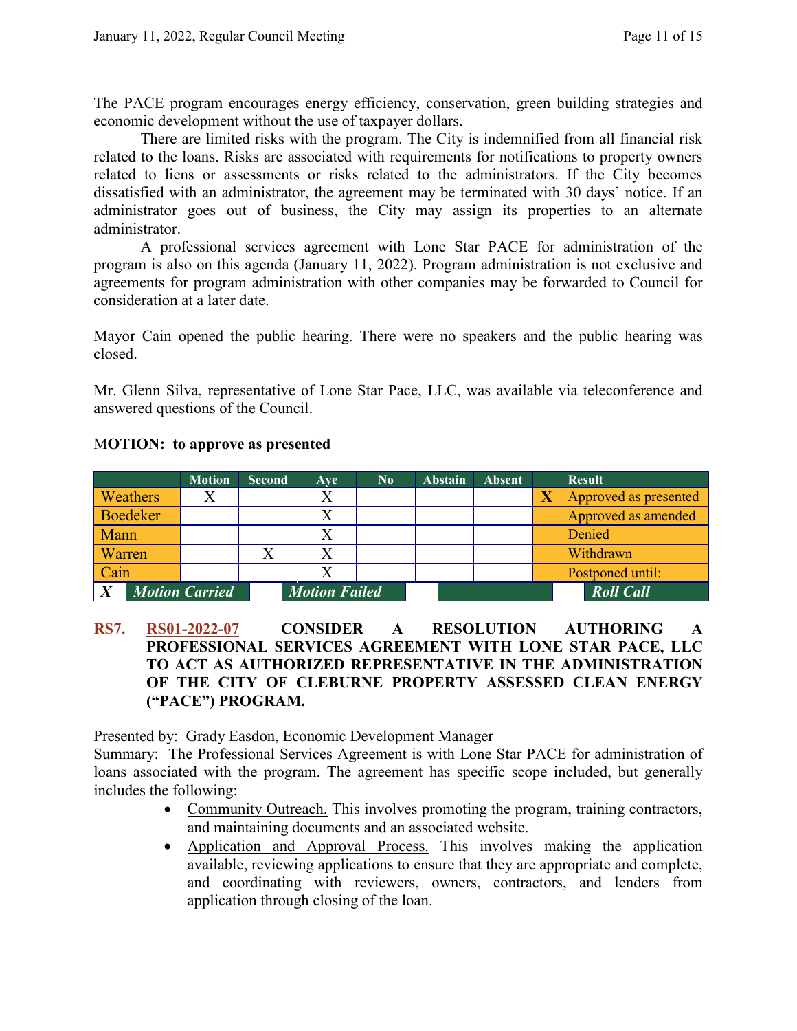The PACE program encourages energy efficiency, conservation, green building strategies and economic development without the use of taxpayer dollars.

There are limited risks with the program. The City is indemnified from all financial risk related to the loans. Risks are associated with requirements for notifications to property owners related to liens or assessments or risks related to the administrators. If the City becomes dissatisfied with an administrator, the agreement may be terminated with 30 days' notice. If an administrator goes out of business, the City may assign its properties to an alternate administrator.

A professional services agreement with Lone Star PACE for administration of the program is also on this agenda (January 11, 2022). Program administration is not exclusive and agreements for program administration with other companies may be forwarded to Council for consideration at a later date.

Mayor Cain opened the public hearing. There were no speakers and the public hearing was closed.

Mr. Glenn Silva, representative of Lone Star Pace, LLC, was available via teleconference and answered questions of the Council.

**MOTION: to approve as presented**

| | Motion | Second | Aye | No | Abstain | Absent | | Result |
|---|---|---|---|---|---|---|---|---|
| Weathers | X | | X | | | | X | Approved as presented |
| Boedeker | | | X | | | | | Approved as amended |
| Mann | | | X | | | | | Denied |
| Warren | | X | X | | | | | Withdrawn |
| Cain | | | X | | | | | Postponed until: |
| X | *Motion Carried* | | *Motion Failed* | | | | | *Roll Call* |

**RS7. RS01-2022-07 CONSIDER A RESOLUTION AUTHORING A PROFESSIONAL SERVICES AGREEMENT WITH LONE STAR PACE, LLC TO ACT AS AUTHORIZED REPRESENTATIVE IN THE ADMINISTRATION OF THE CITY OF CLEBURNE PROPERTY ASSESSED CLEAN ENERGY ("PACE") PROGRAM.**

Presented by: Grady Easdon, Economic Development Manager

Summary: The Professional Services Agreement is with Lone Star PACE for administration of loans associated with the program. The agreement has specific scope included, but generally includes the following:

- Community Outreach. This involves promoting the program, training contractors, and maintaining documents and an associated website.
- Application and Approval Process. This involves making the application available, reviewing applications to ensure that they are appropriate and complete, and coordinating with reviewers, owners, contractors, and lenders from application through closing of the loan.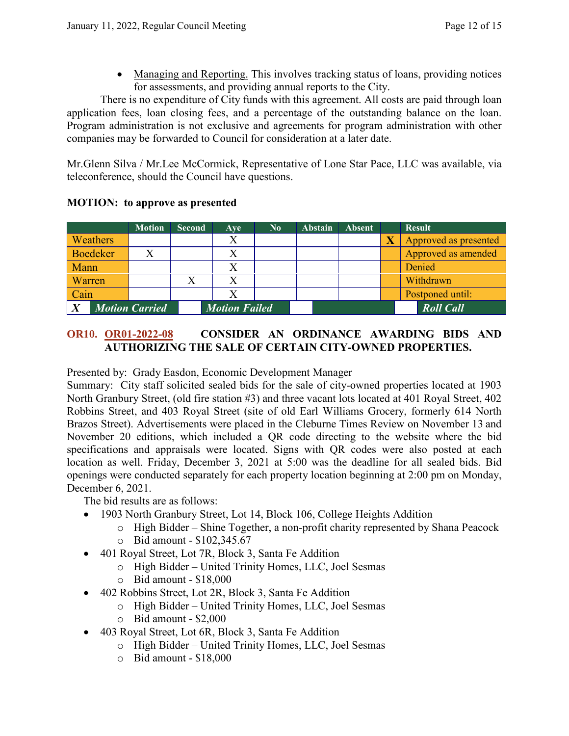- Managing and Reporting. This involves tracking status of loans, providing notices for assessments, and providing annual reports to the City.

There is no expenditure of City funds with this agreement. All costs are paid through loan application fees, loan closing fees, and a percentage of the outstanding balance on the loan. Program administration is not exclusive and agreements for program administration with other companies may be forwarded to Council for consideration at a later date.

Mr.Glenn Silva / Mr.Lee McCormick, Representative of Lone Star Pace, LLC was available, via teleconference, should the Council have questions.

**MOTION: to approve as presented**

| | Motion | Second | Aye | No | Abstain | Absent | | Result |
|---|---|---|---|---|---|---|---|---|
| Weathers | | | X | | | | X | Approved as presented |
| Boedeker | X | | X | | | | | Approved as amended |
| Mann | | | X | | | | | Denied |
| Warren | | X | X | | | | | Withdrawn |
| Cain | | | X | | | | | Postponed until: |
| X | *Motion Carried* | | *Motion Failed* | | | | | *Roll Call* |

## OR10. OR01-2022-08 CONSIDER AN ORDINANCE AWARDING BIDS AND AUTHORIZING THE SALE OF CERTAIN CITY-OWNED PROPERTIES.

Presented by: Grady Easdon, Economic Development Manager

Summary: City staff solicited sealed bids for the sale of city-owned properties located at 1903 North Granbury Street, (old fire station #3) and three vacant lots located at 401 Royal Street, 402 Robbins Street, and 403 Royal Street (site of old Earl Williams Grocery, formerly 614 North Brazos Street). Advertisements were placed in the Cleburne Times Review on November 13 and November 20 editions, which included a QR code directing to the website where the bid specifications and appraisals were located. Signs with QR codes were also posted at each location as well. Friday, December 3, 2021 at 5:00 was the deadline for all sealed bids. Bid openings were conducted separately for each property location beginning at 2:00 pm on Monday, December 6, 2021.

The bid results are as follows:

- 1903 North Granbury Street, Lot 14, Block 106, College Heights Addition
  - High Bidder – Shine Together, a non-profit charity represented by Shana Peacock
  - Bid amount - $102,345.67
- 401 Royal Street, Lot 7R, Block 3, Santa Fe Addition
  - High Bidder – United Trinity Homes, LLC, Joel Sesmas
  - Bid amount - $18,000
- 402 Robbins Street, Lot 2R, Block 3, Santa Fe Addition
  - High Bidder – United Trinity Homes, LLC, Joel Sesmas
  - Bid amount - $2,000
- 403 Royal Street, Lot 6R, Block 3, Santa Fe Addition
  - High Bidder – United Trinity Homes, LLC, Joel Sesmas
  - Bid amount - $18,000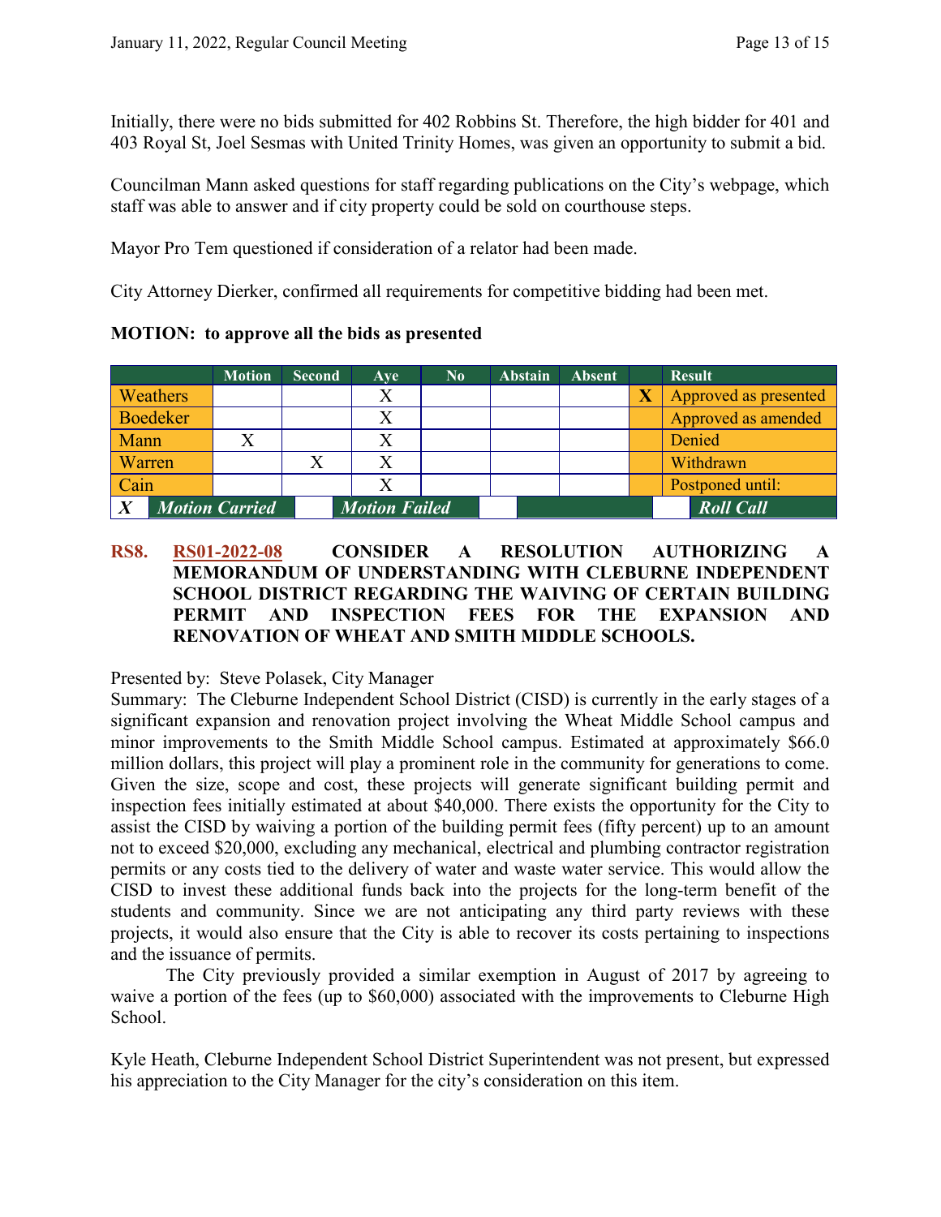Initially, there were no bids submitted for 402 Robbins St. Therefore, the high bidder for 401 and 403 Royal St, Joel Sesmas with United Trinity Homes, was given an opportunity to submit a bid.

Councilman Mann asked questions for staff regarding publications on the City's webpage, which staff was able to answer and if city property could be sold on courthouse steps.

Mayor Pro Tem questioned if consideration of a relator had been made.

City Attorney Dierker, confirmed all requirements for competitive bidding had been met.

**MOTION: to approve all the bids as presented**

| | Motion | Second | Aye | No | Abstain | Absent | | Result |
|---|---|---|---|---|---|---|---|---|
| Weathers | | | X | | | | X | Approved as presented |
| Boedeker | | | X | | | | | Approved as amended |
| Mann | X | | X | | | | | Denied |
| Warren | | X | X | | | | | Withdrawn |
| Cain | | | X | | | | | Postponed until: |
| X *Motion Carried* | | | *Motion Failed* | | | | | *Roll Call* |

**RS8. RS01-2022-08 CONSIDER A RESOLUTION AUTHORIZING A MEMORANDUM OF UNDERSTANDING WITH CLEBURNE INDEPENDENT SCHOOL DISTRICT REGARDING THE WAIVING OF CERTAIN BUILDING PERMIT AND INSPECTION FEES FOR THE EXPANSION AND RENOVATION OF WHEAT AND SMITH MIDDLE SCHOOLS.**

Presented by: Steve Polasek, City Manager

Summary: The Cleburne Independent School District (CISD) is currently in the early stages of a significant expansion and renovation project involving the Wheat Middle School campus and minor improvements to the Smith Middle School campus. Estimated at approximately $66.0 million dollars, this project will play a prominent role in the community for generations to come. Given the size, scope and cost, these projects will generate significant building permit and inspection fees initially estimated at about $40,000. There exists the opportunity for the City to assist the CISD by waiving a portion of the building permit fees (fifty percent) up to an amount not to exceed $20,000, excluding any mechanical, electrical and plumbing contractor registration permits or any costs tied to the delivery of water and waste water service. This would allow the CISD to invest these additional funds back into the projects for the long-term benefit of the students and community. Since we are not anticipating any third party reviews with these projects, it would also ensure that the City is able to recover its costs pertaining to inspections and the issuance of permits.

The City previously provided a similar exemption in August of 2017 by agreeing to waive a portion of the fees (up to $60,000) associated with the improvements to Cleburne High School.

Kyle Heath, Cleburne Independent School District Superintendent was not present, but expressed his appreciation to the City Manager for the city's consideration on this item.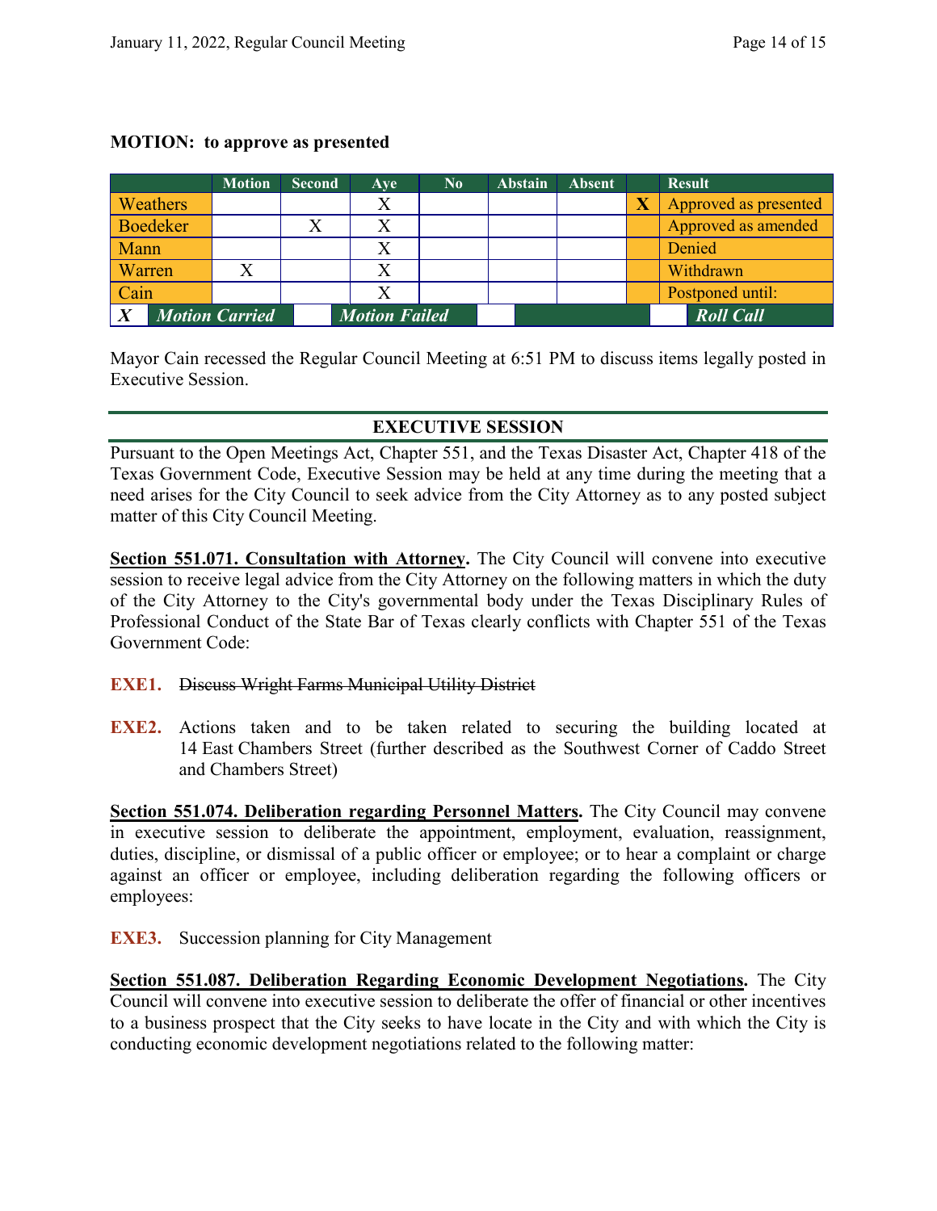**MOTION: to approve as presented**

| | Motion | Second | Aye | No | Abstain | Absent | | Result |
|---|---|---|---|---|---|---|---|---|
| Weathers | | | X | | | | **X** | Approved as presented |
| Boedeker | | X | X | | | | | Approved as amended |
| Mann | | | X | | | | | Denied |
| Warren | X | | X | | | | | Withdrawn |
| Cain | | | X | | | | | Postponed until: |
| ***X*** ***Motion Carried*** | | | ***Motion Failed*** | | | | | ***Roll Call*** |

Mayor Cain recessed the Regular Council Meeting at 6:51 PM to discuss items legally posted in Executive Session.

## EXECUTIVE SESSION

Pursuant to the Open Meetings Act, Chapter 551, and the Texas Disaster Act, Chapter 418 of the Texas Government Code, Executive Session may be held at any time during the meeting that a need arises for the City Council to seek advice from the City Attorney as to any posted subject matter of this City Council Meeting.

**Section 551.071. Consultation with Attorney.** The City Council will convene into executive session to receive legal advice from the City Attorney on the following matters in which the duty of the City Attorney to the City's governmental body under the Texas Disciplinary Rules of Professional Conduct of the State Bar of Texas clearly conflicts with Chapter 551 of the Texas Government Code:

**EXE1.** ~~Discuss Wright Farms Municipal Utility District~~

**EXE2.** Actions taken and to be taken related to securing the building located at 14 East Chambers Street (further described as the Southwest Corner of Caddo Street and Chambers Street)

**Section 551.074. Deliberation regarding Personnel Matters.** The City Council may convene in executive session to deliberate the appointment, employment, evaluation, reassignment, duties, discipline, or dismissal of a public officer or employee; or to hear a complaint or charge against an officer or employee, including deliberation regarding the following officers or employees:

**EXE3.** Succession planning for City Management

**Section 551.087. Deliberation Regarding Economic Development Negotiations.** The City Council will convene into executive session to deliberate the offer of financial or other incentives to a business prospect that the City seeks to have locate in the City and with which the City is conducting economic development negotiations related to the following matter: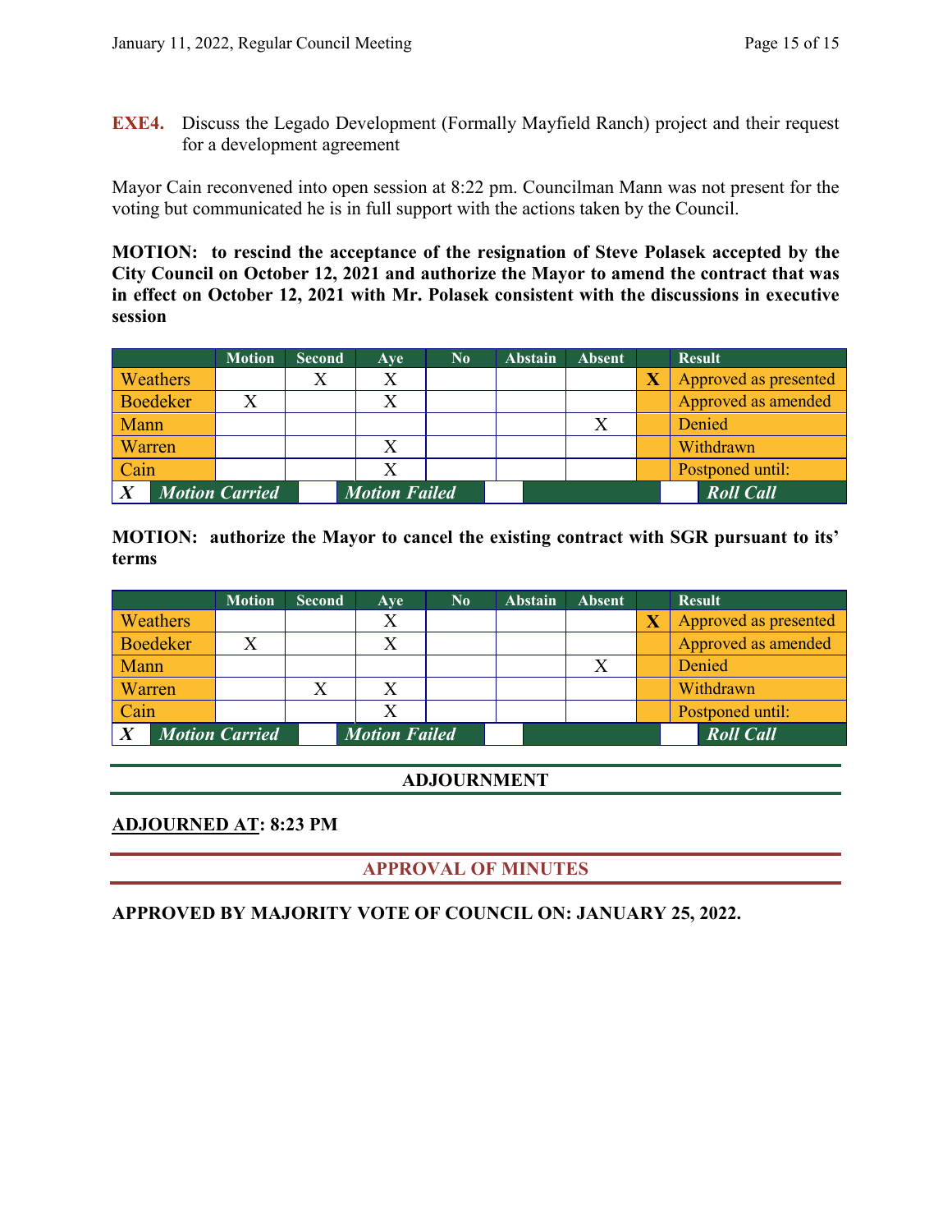**EXE4.** Discuss the Legado Development (Formally Mayfield Ranch) project and their request for a development agreement

Mayor Cain reconvened into open session at 8:22 pm. Councilman Mann was not present for the voting but communicated he is in full support with the actions taken by the Council.

**MOTION: to rescind the acceptance of the resignation of Steve Polasek accepted by the City Council on October 12, 2021 and authorize the Mayor to amend the contract that was in effect on October 12, 2021 with Mr. Polasek consistent with the discussions in executive session**

| | Motion | Second | Aye | No | Abstain | Absent | | Result |
|---|---|---|---|---|---|---|---|---|
| Weathers | | X | X | | | | X | Approved as presented |
| Boedeker | X | | X | | | | | Approved as amended |
| Mann | | | | | | X | | Denied |
| Warren | | | X | | | | | Withdrawn |
| Cain | | | X | | | | | Postponed until: |
| X | *Motion Carried* | | *Motion Failed* | | | | | *Roll Call* |

**MOTION: authorize the Mayor to cancel the existing contract with SGR pursuant to its' terms**

| | Motion | Second | Aye | No | Abstain | Absent | | Result |
|---|---|---|---|---|---|---|---|---|
| Weathers | | | X | | | | X | Approved as presented |
| Boedeker | X | | X | | | | | Approved as amended |
| Mann | | | | | | X | | Denied |
| Warren | | X | X | | | | | Withdrawn |
| Cain | | | X | | | | | Postponed until: |
| X | *Motion Carried* | | *Motion Failed* | | | | | *Roll Call* |

## ADJOURNMENT

**ADJOURNED AT: 8:23 PM**

## APPROVAL OF MINUTES

**APPROVED BY MAJORITY VOTE OF COUNCIL ON: JANUARY 25, 2022.**